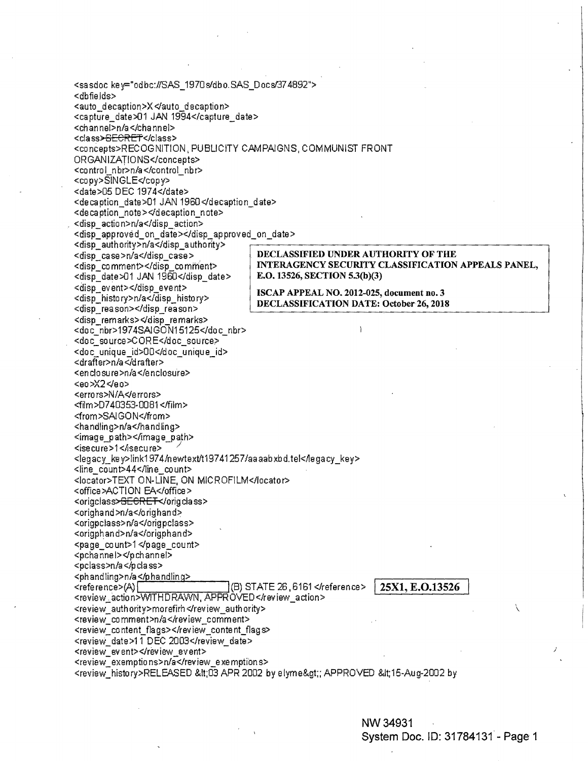```
<sasdoc key="odbc://SAS_1970s/dbo.SAS_Docs/374892">
<dbfields>
<auto_decaption>X</auto_decaption>
<capture_date>01 JAN 1994</capture_date>
<channel>n/a</channel>
<class>SECRET</class>
<concepts>RECOGNITION, PUBLICITY CAMPAIGNS, COMMUNIST FRONT
ORGANIZATIONS</concepts>
<control_nbr>n/a</control_nbr>
<copy>SINGLE</copy>
<date>05 DEC 1974</date>
<decaption_date>01 JAN 1960</decaption_date>
<decaption_note></decaption_note>
<disp_action>n/a</disp_action>
<disp_approved_on_date></disp_approved_on_date>
<disp_authority>n/a</disp_authority>
<disp_case>n/a</disp_case>
<disp_comment></disp_comment>
<disp_date>01 JAN 1960</disp_date>
<disp_event></disp_event>
<disp_history>n/a</disp_history>
<disp_reason></disp_reason>
<disp_remarks></disp_remarks>
<doc_nbr>1974SAIGON15125</doc_nbr>
<doc_source>CORE</doc_source>
<doc_unique_id>00</doc_unique_id>
<drafter>n/a</drafter>
<enclosure>n/a</enclosure>
<eo>X2</eo>
<errors>N/A</errors>
<film>D740353-0081</film>
<from>SAIGON</from>
<handling>n/a</handling>
<image_path></image_path>
<isecure>1</isecure>
<legacy_key>link1974/newtext/t19741257/aaaabxbd.tel</legacy_key>
<line_count>44</line_count>
<locator>TEXT ON-LINE, ON MICROFILM</locator>
<office>ACTION EA</office>
<origclass>SECRET</origclass>
<orighand>n/a</orighand>
<origpclass>n/a</origpclass>
<origphand>n/a</origphand>
<page_count>1</page_count>
<pchannel></pchannel>
<pclass>n/a</pclass>
<phandling>n/a</phandling>
<reference>(A) [          ] (B) STATE 26,6161</reference>
<review_action>WITHDRAWN, APPROVED</review_action>
<review_authority>morefirh</review_authority>
<review_comment>n/a</review_comment>
<review_content_flags></review_content_flags>
<review_date>11 DEC 2003</review_date>
<review_event></review_event>
<review_exemptions>n/a</review_exemptions>
<review_history>RELEASED &lt;03 APR 2002 by elyme&gt;; APPROVED &lt;15-Aug-2002 by
```

**DECLASSIFIED UNDER AUTHORITY OF THE INTERAGENCY SECURITY CLASSIFICATION APPEALS PANEL, E.O. 13526, SECTION 5.3(b)(3)**

**ISCAP APPEAL NO. 2012-025, document no. 3**
**DECLASSIFICATION DATE: October 26, 2018**

**25X1, E.O.13526**

NW 34931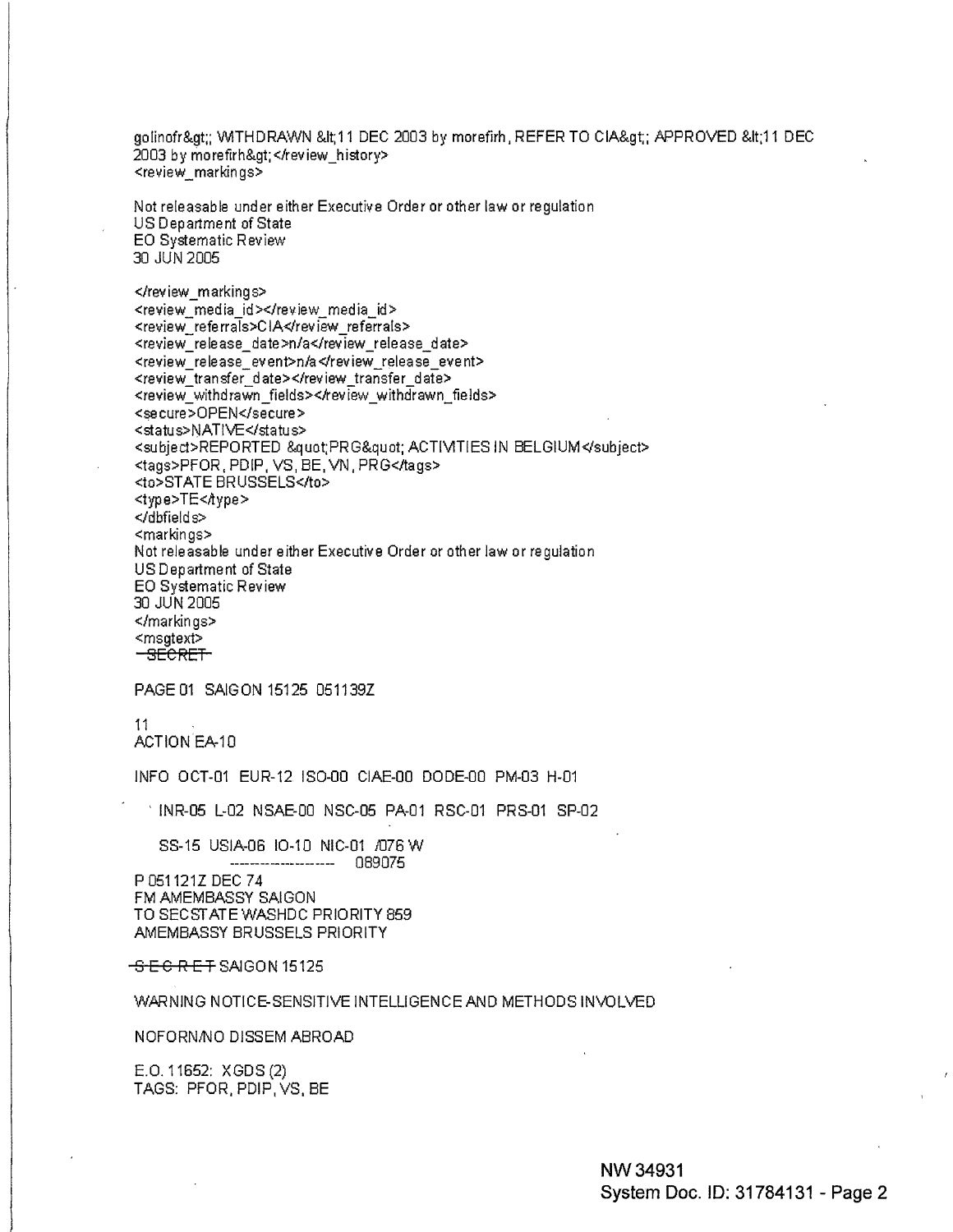golinofr&gt;; WITHDRAWN &lt;11 DEC 2003 by morefirh, REFER TO CIA&gt;; APPROVED &lt;11 DEC 2003 by morefirh&gt;</review_history>
<review_markings>

Not releasable under either Executive Order or other law or regulation
US Department of State
EO Systematic Review
30 JUN 2005

</review_markings>
<review_media_id></review_media_id>
<review_referrals>CIA</review_referrals>
<review_release_date>n/a</review_release_date>
<review_release_event>n/a</review_release_event>
<review_transfer_date></review_transfer_date>
<review_withdrawn_fields></review_withdrawn_fields>
<secure>OPEN</secure>
<status>NATIVE</status>
<subject>REPORTED &quot;PRG&quot; ACTIVITIES IN BELGIUM</subject>
<tags>PFOR, PDIP, VS, BE, VN, PRG</tags>
<to>STATE BRUSSELS</to>
<type>TE</type>
</dbfields>
<markings>
Not releasable under either Executive Order or other law or regulation
US Department of State
EO Systematic Review
30 JUN 2005
</markings>
<msgtext>
~~SECRET~~

PAGE 01 SAIGON 15125 051139Z

11
ACTION EA-10

INFO OCT-01 EUR-12 ISO-00 CIAE-00 DODE-00 PM-03 H-01

INR-05 L-02 NSAE-00 NSC-05 PA-01 RSC-01 PRS-01 SP-02

SS-15 USIA-06 IO-10 NIC-01 /076 W
------------------- 089075

P 051121Z DEC 74
FM AMEMBASSY SAIGON
TO SECSTATE WASHDC PRIORITY 859
AMEMBASSY BRUSSELS PRIORITY

~~S E C R E T~~ SAIGON 15125

WARNING NOTICE-SENSITIVE INTELLIGENCE AND METHODS INVOLVED

NOFORN/NO DISSEM ABROAD

E.O. 11652: XGDS (2)
TAGS: PFOR, PDIP, VS, BE

NW 34931
System Doc. ID: 31784131 - Page 2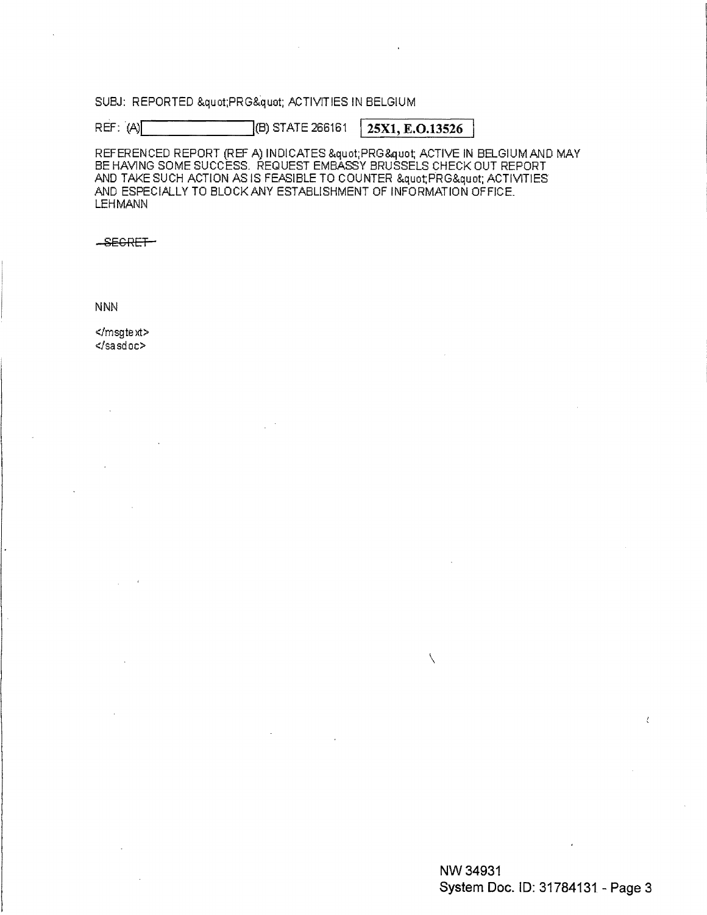SUBJ: REPORTED &quot;PRG&quot; ACTIVITIES IN BELGIUM

REF: (A) [redacted] (B) STATE 266161 **25X1, E.O.13526**

REFERENCED REPORT (REF A) INDICATES &quot;PRG&quot; ACTIVE IN BELGIUM AND MAY BE HAVING SOME SUCCESS. REQUEST EMBASSY BRUSSELS CHECK OUT REPORT AND TAKE SUCH ACTION AS IS FEASIBLE TO COUNTER &quot;PRG&quot; ACTIVITIES AND ESPECIALLY TO BLOCK ANY ESTABLISHMENT OF INFORMATION OFFICE.
LEHMANN

~~SECRET~~

NNN

</msgtext>
</sasdoc>

NW 34931
System Doc. ID: 31784131